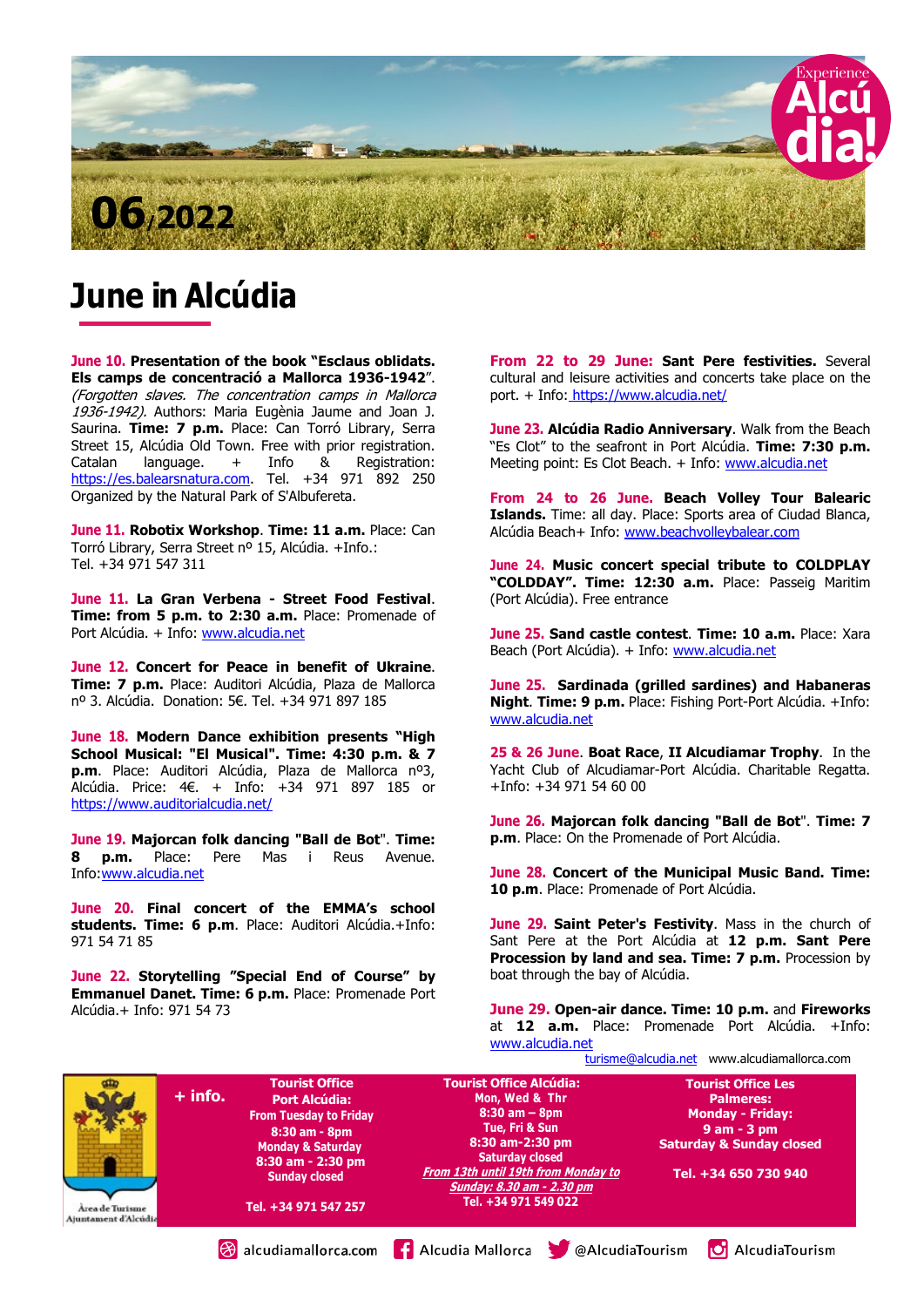06/2022

Experience Alcúdia!

# June in Alcúdia

**June 10. Presentation of the book "Esclaus oblidats. Els camps de concentració a Mallorca 1936-1942"**. *(Forgotten slaves. The concentration camps in Mallorca 1936-1942).* Authors: Maria Eugènia Jaume and Joan J. Saurina. **Time: 7 p.m.** Place: Can Torró Library, Serra Street 15, Alcúdia Old Town. Free with prior registration. Catalan language. + Info & Registration: https://es.balearsnatura.com. Tel. +34 971 892 250 Organized by the Natural Park of S'Albufereta.

**June 11. Robotix Workshop**. **Time: 11 a.m.** Place: Can Torró Library, Serra Street nº 15, Alcúdia. +Info.: Tel. +34 971 547 311

**June 11. La Gran Verbena - Street Food Festival**. **Time: from 5 p.m. to 2:30 a.m.** Place: Promenade of Port Alcúdia. + Info: www.alcudia.net

**June 12. Concert for Peace in benefit of Ukraine**. **Time: 7 p.m.** Place: Auditori Alcúdia, Plaza de Mallorca nº 3. Alcúdia. Donation: 5€. Tel. +34 971 897 185

**June 18. Modern Dance exhibition presents "High School Musical: "El Musical". Time: 4:30 p.m. & 7 p.m**. Place: Auditori Alcúdia, Plaza de Mallorca nº3, Alcúdia. Price: 4€. + Info: +34 971 897 185 or https://www.auditorialcudia.net/

**June 19. Majorcan folk dancing "Ball de Bot"**. **Time: 8 p.m.** Place: Pere Mas i Reus Avenue. Info: www.alcudia.net

**June 20. Final concert of the EMMA's school students. Time: 6 p.m**. Place: Auditori Alcúdia.+Info: 971 54 71 85

**June 22. Storytelling "Special End of Course" by Emmanuel Danet. Time: 6 p.m.** Place: Promenade Port Alcúdia.+ Info: 971 54 73

**From 22 to 29 June: Sant Pere festivities.** Several cultural and leisure activities and concerts take place on the port. + Info: https://www.alcudia.net/

**June 23. Alcúdia Radio Anniversary**. Walk from the Beach "Es Clot" to the seafront in Port Alcúdia. **Time: 7:30 p.m.** Meeting point: Es Clot Beach. + Info: www.alcudia.net

**From 24 to 26 June. Beach Volley Tour Balearic Islands.** Time: all day. Place: Sports area of Ciudad Blanca, Alcúdia Beach+ Info: www.beachvolleybalear.com

**June 24. Music concert special tribute to COLDPLAY "COLDDAY". Time: 12:30 a.m.** Place: Passeig Maritim (Port Alcúdia). Free entrance

**June 25. Sand castle contest**. **Time: 10 a.m.** Place: Xara Beach (Port Alcúdia). + Info: www.alcudia.net

**June 25. Sardinada (grilled sardines) and Habaneras Night**. **Time: 9 p.m.** Place: Fishing Port-Port Alcúdia. +Info: www.alcudia.net

**25 & 26 June. Boat Race**, **II Alcudiamar Trophy**. In the Yacht Club of Alcudiamar-Port Alcúdia. Charitable Regatta. +Info: +34 971 54 60 00

**June 26. Majorcan folk dancing "Ball de Bot"**. **Time: 7 p.m**. Place: On the Promenade of Port Alcúdia.

**June 28. Concert of the Municipal Music Band. Time: 10 p.m**. Place: Promenade of Port Alcúdia.

**June 29. Saint Peter's Festivity**. Mass in the church of Sant Pere at the Port Alcúdia at **12 p.m. Sant Pere Procession by land and sea. Time: 7 p.m.** Procession by boat through the bay of Alcúdia.

**June 29. Open-air dance. Time: 10 p.m.** and **Fireworks** at **12 a.m.** Place: Promenade Port Alcúdia. +Info: www.alcudia.net

turisme@alcudia.net www.alcudiamallorca.com

Àrea de Turisme Ajuntament d'Alcúdia

**+ info.**

**Tourist Office Port Alcúdia:**
From Tuesday to Friday
8:30 am - 8pm
Monday & Saturday
8:30 am - 2:30 pm
Sunday closed
Tel. +34 971 547 257

**Tourist Office Alcúdia:**
Mon, Wed & Thr
8:30 am – 8pm
Tue, Fri & Sun
8:30 am-2:30 pm
Saturday closed
*From 13th until 19th from Monday to Sunday: 8.30 am - 2.30 pm*
Tel. +34 971 549 022

**Tourist Office Les Palmeres:**
Monday - Friday:
9 am - 3 pm
Saturday & Sunday closed
Tel. +34 650 730 940

alcudiamallorca.com | Alcudia Mallorca | @AlcudiaTourism | AlcudiaTourism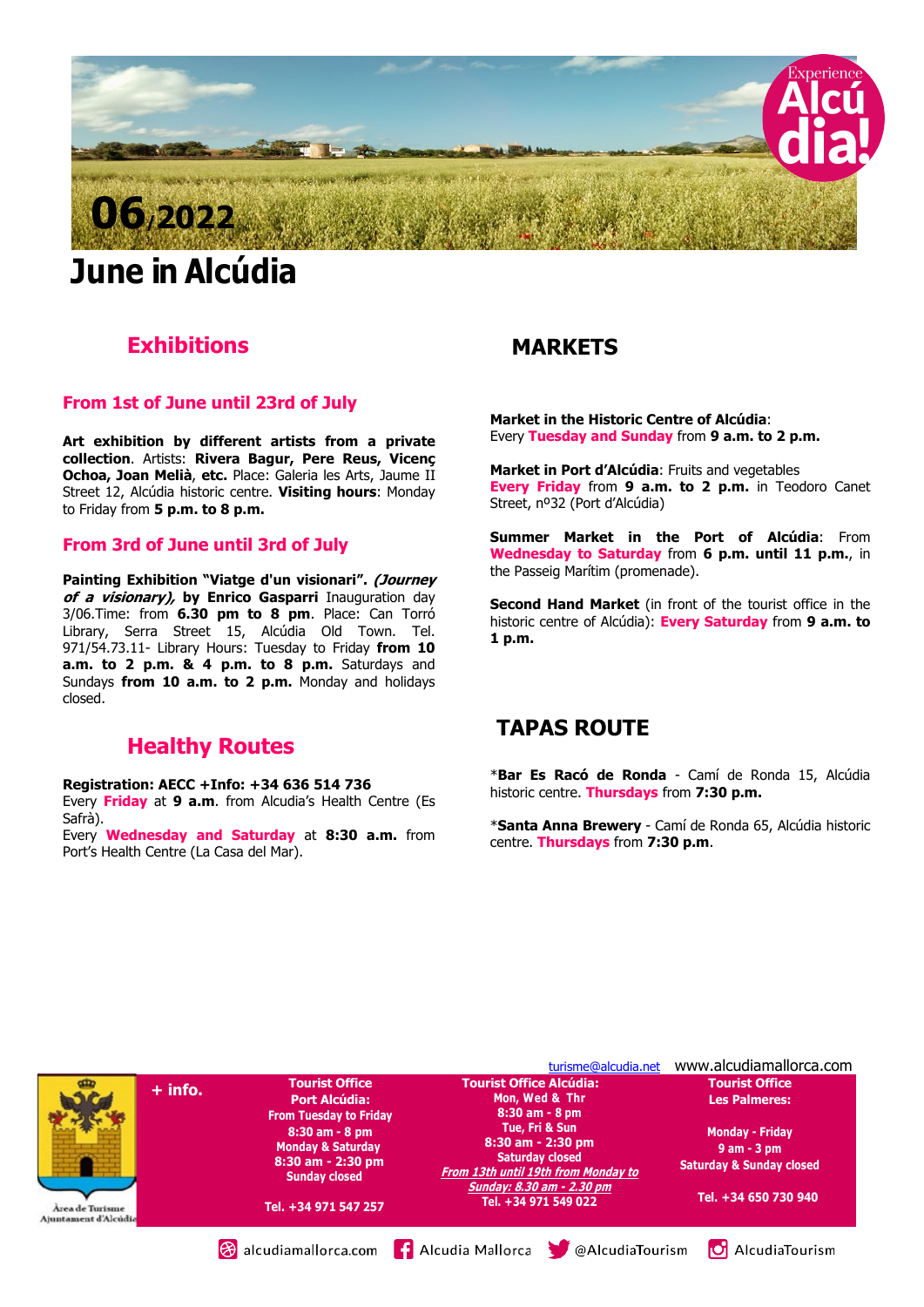06/2022

Experience Alcúdia!

# June in Alcúdia

## Exhibitions

### From 1st of June until 23rd of July

**Art exhibition by different artists from a private collection**. Artists: **Rivera Bagur, Pere Reus, Vicenç Ochoa, Joan Melià, etc.** Place: Galeria les Arts, Jaume II Street 12, Alcúdia historic centre. **Visiting hours**: Monday to Friday from **5 p.m. to 8 p.m.**

### From 3rd of June until 3rd of July

**Painting Exhibition "Viatge d'un visionari". *(Journey of a visionary),* by Enrico Gasparri** Inauguration day 3/06.Time: from **6.30 pm to 8 pm**. Place: Can Torró Library, Serra Street 15, Alcúdia Old Town. Tel. 971/54.73.11- Library Hours: Tuesday to Friday **from 10 a.m. to 2 p.m. & 4 p.m. to 8 p.m.** Saturdays and Sundays **from 10 a.m. to 2 p.m.** Monday and holidays closed.

## Healthy Routes

**Registration: AECC +Info: +34 636 514 736**
Every **Friday** at **9 a.m**. from Alcudia's Health Centre (Es Safrà).
Every **Wednesday and Saturday** at **8:30 a.m.** from Port's Health Centre (La Casa del Mar).

## MARKETS

**Market in the Historic Centre of Alcúdia**:
Every **Tuesday and Sunday** from **9 a.m. to 2 p.m.**

**Market in Port d'Alcúdia**: Fruits and vegetables **Every Friday** from **9 a.m. to 2 p.m.** in Teodoro Canet Street, nº32 (Port d'Alcúdia)

**Summer Market in the Port of Alcúdia**: From **Wednesday to Saturday** from **6 p.m. until 11 p.m.**, in the Passeig Marítim (promenade).

**Second Hand Market** (in front of the tourist office in the historic centre of Alcúdia): **Every Saturday** from **9 a.m. to 1 p.m.**

## TAPAS ROUTE

\***Bar Es Racó de Ronda** - Camí de Ronda 15, Alcúdia historic centre. **Thursdays** from **7:30 p.m.**

\***Santa Anna Brewery** - Camí de Ronda 65, Alcúdia historic centre. **Thursdays** from **7:30 p.m**.

---

turisme@alcudia.net www.alcudiamallorca.com

**+ info.**

**Tourist Office Port Alcúdia:**
From Tuesday to Friday
8:30 am - 8 pm
Monday & Saturday
8:30 am - 2:30 pm
Sunday closed
Tel. +34 971 547 257

**Tourist Office Alcúdia:**
Mon, Wed & Thr
8:30 am - 8 pm
Tue, Fri & Sun
8:30 am - 2:30 pm
Saturday closed
*From 13th until 19th from Monday to Sunday: 8.30 am - 2.30 pm*
Tel. +34 971 549 022

**Tourist Office Les Palmeres:**
Monday - Friday
9 am - 3 pm
Saturday & Sunday closed
Tel. +34 650 730 940

Àrea de Turisme Ajuntament d'Alcúdia

alcudiamallorca.com | Alcudia Mallorca | @AlcudiaTourism | AlcudiaTourism